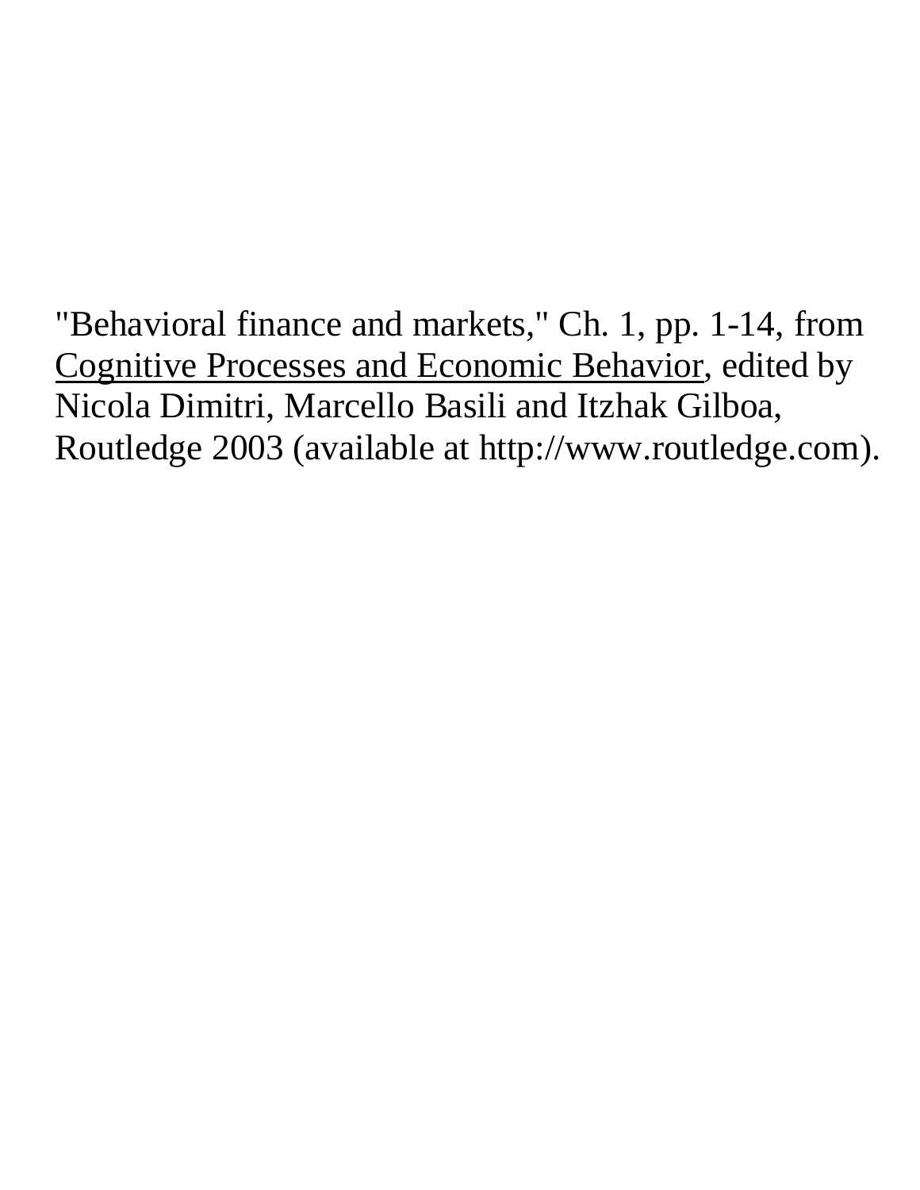"Behavioral finance and markets," Ch. 1, pp. 1-14, from <u>Cognitive Processes and Economic Behavior</u>, edited by Nicola Dimitri, Marcello Basili and Itzhak Gilboa, Routledge 2003 (available at http://www.routledge.com).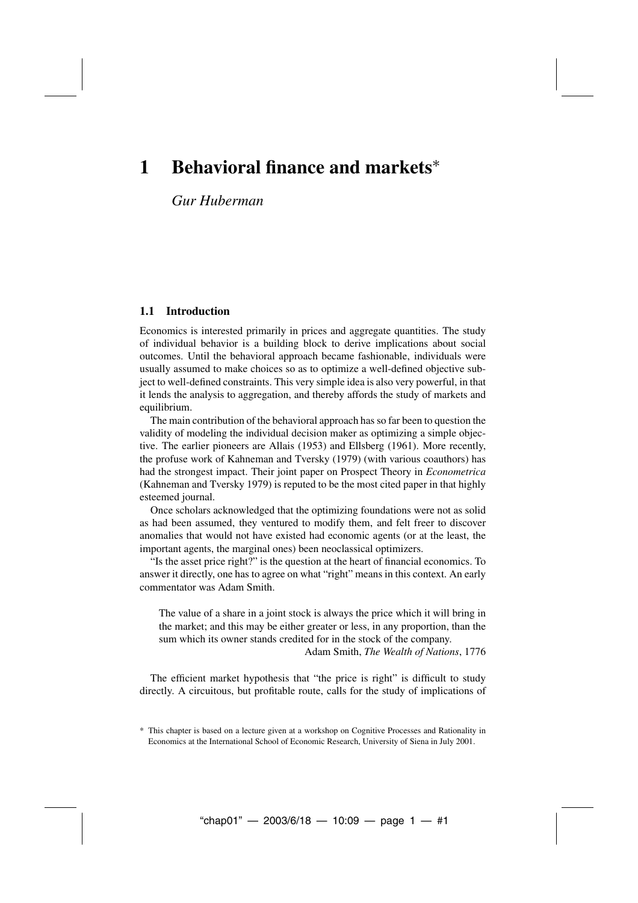# 1 Behavioral finance and markets*

*Gur Huberman*

## 1.1 Introduction

Economics is interested primarily in prices and aggregate quantities. The study of individual behavior is a building block to derive implications about social outcomes. Until the behavioral approach became fashionable, individuals were usually assumed to make choices so as to optimize a well-defined objective subject to well-defined constraints. This very simple idea is also very powerful, in that it lends the analysis to aggregation, and thereby affords the study of markets and equilibrium.

The main contribution of the behavioral approach has so far been to question the validity of modeling the individual decision maker as optimizing a simple objective. The earlier pioneers are Allais (1953) and Ellsberg (1961). More recently, the profuse work of Kahneman and Tversky (1979) (with various coauthors) has had the strongest impact. Their joint paper on Prospect Theory in *Econometrica* (Kahneman and Tversky 1979) is reputed to be the most cited paper in that highly esteemed journal.

Once scholars acknowledged that the optimizing foundations were not as solid as had been assumed, they ventured to modify them, and felt freer to discover anomalies that would not have existed had economic agents (or at the least, the important agents, the marginal ones) been neoclassical optimizers.

"Is the asset price right?" is the question at the heart of financial economics. To answer it directly, one has to agree on what "right" means in this context. An early commentator was Adam Smith.

> The value of a share in a joint stock is always the price which it will bring in the market; and this may be either greater or less, in any proportion, than the sum which its owner stands credited for in the stock of the company.
>
> Adam Smith, *The Wealth of Nations*, 1776

The efficient market hypothesis that "the price is right" is difficult to study directly. A circuitous, but profitable route, calls for the study of implications of

* This chapter is based on a lecture given at a workshop on Cognitive Processes and Rationality in Economics at the International School of Economic Research, University of Siena in July 2001.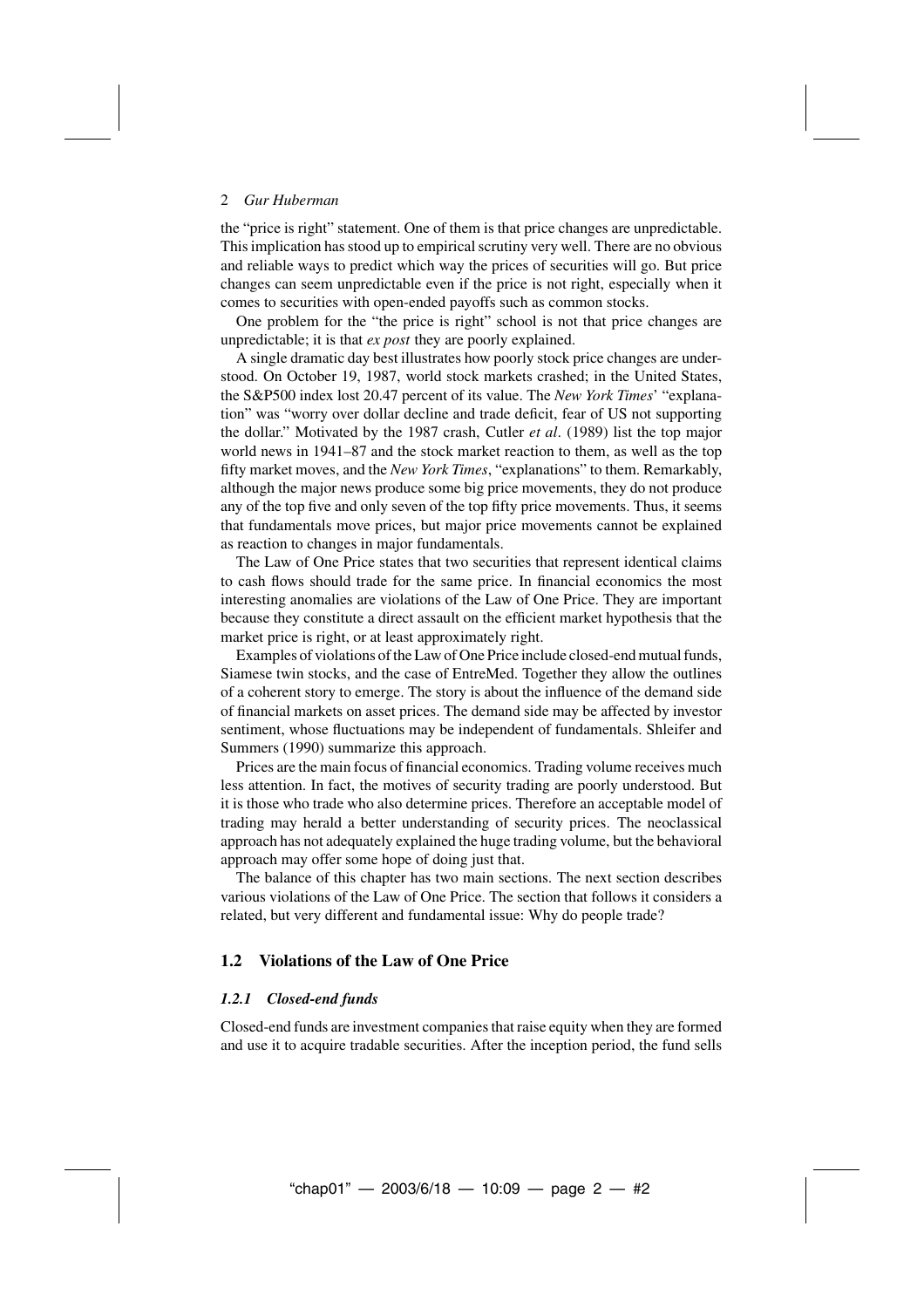the "price is right" statement. One of them is that price changes are unpredictable. This implication has stood up to empirical scrutiny very well. There are no obvious and reliable ways to predict which way the prices of securities will go. But price changes can seem unpredictable even if the price is not right, especially when it comes to securities with open-ended payoffs such as common stocks.

One problem for the "the price is right" school is not that price changes are unpredictable; it is that *ex post* they are poorly explained.

A single dramatic day best illustrates how poorly stock price changes are understood. On October 19, 1987, world stock markets crashed; in the United States, the S&P500 index lost 20.47 percent of its value. The *New York Times*' "explanation" was "worry over dollar decline and trade deficit, fear of US not supporting the dollar." Motivated by the 1987 crash, Cutler *et al*. (1989) list the top major world news in 1941–87 and the stock market reaction to them, as well as the top fifty market moves, and the *New York Times*, "explanations" to them. Remarkably, although the major news produce some big price movements, they do not produce any of the top five and only seven of the top fifty price movements. Thus, it seems that fundamentals move prices, but major price movements cannot be explained as reaction to changes in major fundamentals.

The Law of One Price states that two securities that represent identical claims to cash flows should trade for the same price. In financial economics the most interesting anomalies are violations of the Law of One Price. They are important because they constitute a direct assault on the efficient market hypothesis that the market price is right, or at least approximately right.

Examples of violations of the Law of One Price include closed-end mutual funds, Siamese twin stocks, and the case of EntreMed. Together they allow the outlines of a coherent story to emerge. The story is about the influence of the demand side of financial markets on asset prices. The demand side may be affected by investor sentiment, whose fluctuations may be independent of fundamentals. Shleifer and Summers (1990) summarize this approach.

Prices are the main focus of financial economics. Trading volume receives much less attention. In fact, the motives of security trading are poorly understood. But it is those who trade who also determine prices. Therefore an acceptable model of trading may herald a better understanding of security prices. The neoclassical approach has not adequately explained the huge trading volume, but the behavioral approach may offer some hope of doing just that.

The balance of this chapter has two main sections. The next section describes various violations of the Law of One Price. The section that follows it considers a related, but very different and fundamental issue: Why do people trade?

## 1.2 Violations of the Law of One Price

### *1.2.1 Closed-end funds*

Closed-end funds are investment companies that raise equity when they are formed and use it to acquire tradable securities. After the inception period, the fund sells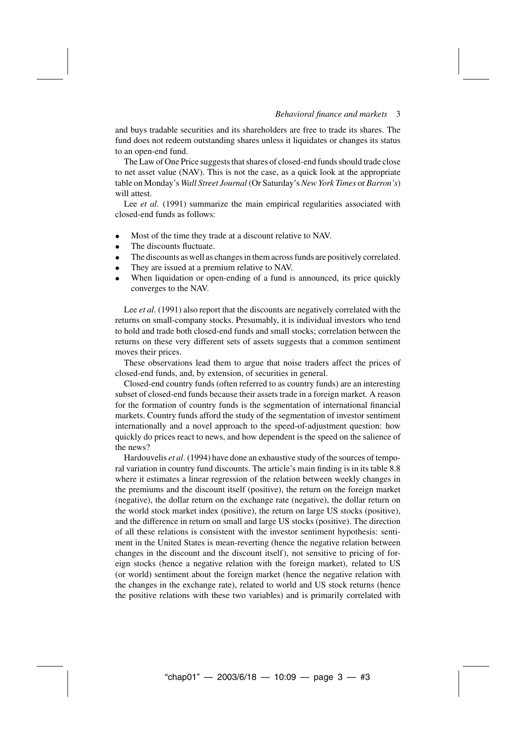and buys tradable securities and its shareholders are free to trade its shares. The fund does not redeem outstanding shares unless it liquidates or changes its status to an open-end fund.

The Law of One Price suggests that shares of closed-end funds should trade close to net asset value (NAV). This is not the case, as a quick look at the appropriate table on Monday's *Wall Street Journal* (Or Saturday's *New York Times* or *Barron's*) will attest.

Lee *et al*. (1991) summarize the main empirical regularities associated with closed-end funds as follows:

- Most of the time they trade at a discount relative to NAV.
- The discounts fluctuate.
- The discounts as well as changes in them across funds are positively correlated.
- They are issued at a premium relative to NAV.
- When liquidation or open-ending of a fund is announced, its price quickly converges to the NAV.

Lee *et al*. (1991) also report that the discounts are negatively correlated with the returns on small-company stocks. Presumably, it is individual investors who tend to hold and trade both closed-end funds and small stocks; correlation between the returns on these very different sets of assets suggests that a common sentiment moves their prices.

These observations lead them to argue that noise traders affect the prices of closed-end funds, and, by extension, of securities in general.

Closed-end country funds (often referred to as country funds) are an interesting subset of closed-end funds because their assets trade in a foreign market. A reason for the formation of country funds is the segmentation of international financial markets. Country funds afford the study of the segmentation of investor sentiment internationally and a novel approach to the speed-of-adjustment question: how quickly do prices react to news, and how dependent is the speed on the salience of the news?

Hardouvelis *et al*. (1994) have done an exhaustive study of the sources of temporal variation in country fund discounts. The article's main finding is in its table 8.8 where it estimates a linear regression of the relation between weekly changes in the premiums and the discount itself (positive), the return on the foreign market (negative), the dollar return on the exchange rate (negative), the dollar return on the world stock market index (positive), the return on large US stocks (positive), and the difference in return on small and large US stocks (positive). The direction of all these relations is consistent with the investor sentiment hypothesis: sentiment in the United States is mean-reverting (hence the negative relation between changes in the discount and the discount itself), not sensitive to pricing of foreign stocks (hence a negative relation with the foreign market), related to US (or world) sentiment about the foreign market (hence the negative relation with the changes in the exchange rate), related to world and US stock returns (hence the positive relations with these two variables) and is primarily correlated with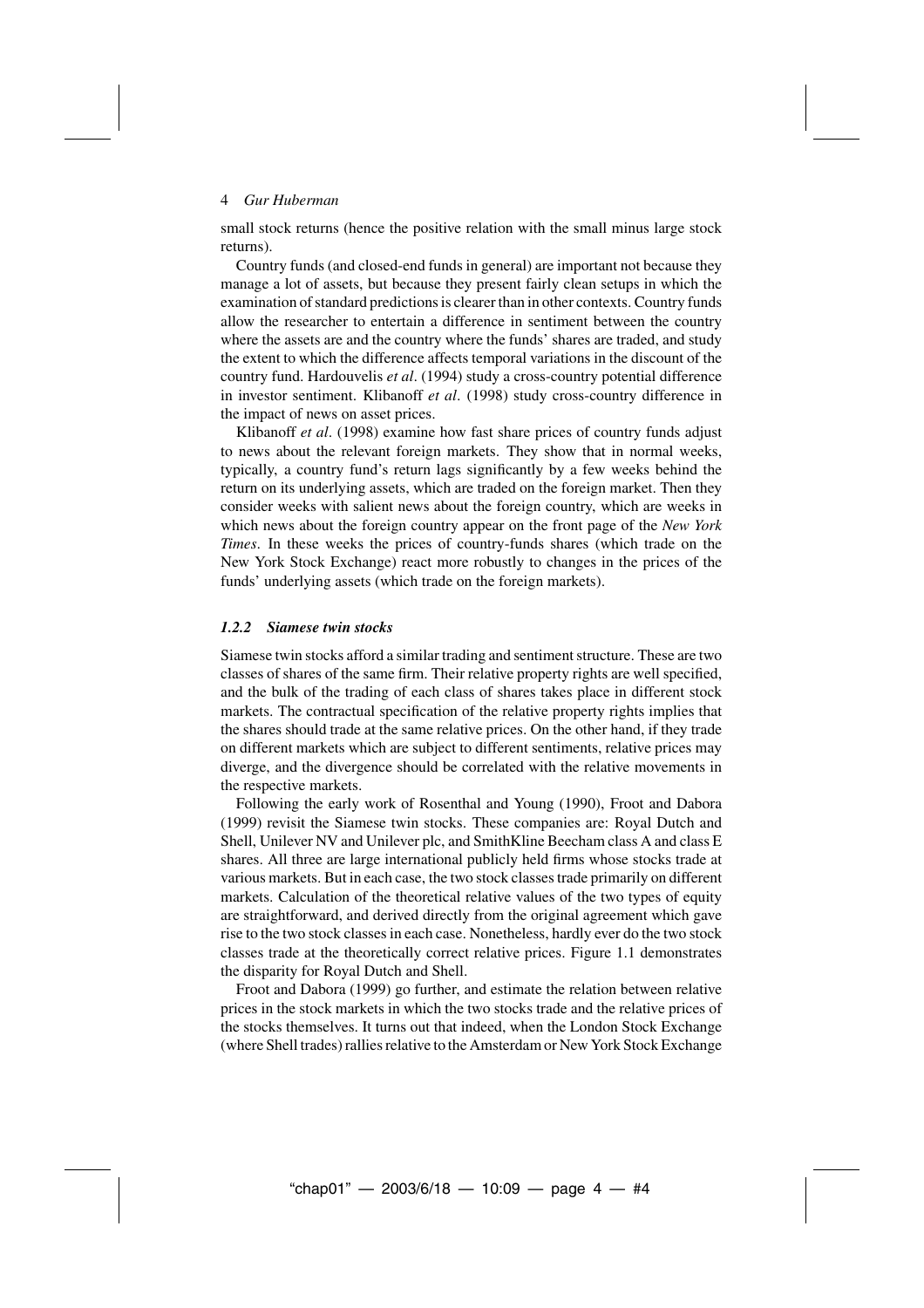small stock returns (hence the positive relation with the small minus large stock returns).

Country funds (and closed-end funds in general) are important not because they manage a lot of assets, but because they present fairly clean setups in which the examination of standard predictions is clearer than in other contexts. Country funds allow the researcher to entertain a difference in sentiment between the country where the assets are and the country where the funds' shares are traded, and study the extent to which the difference affects temporal variations in the discount of the country fund. Hardouvelis *et al*. (1994) study a cross-country potential difference in investor sentiment. Klibanoff *et al*. (1998) study cross-country difference in the impact of news on asset prices.

Klibanoff *et al*. (1998) examine how fast share prices of country funds adjust to news about the relevant foreign markets. They show that in normal weeks, typically, a country fund's return lags significantly by a few weeks behind the return on its underlying assets, which are traded on the foreign market. Then they consider weeks with salient news about the foreign country, which are weeks in which news about the foreign country appear on the front page of the *New York Times*. In these weeks the prices of country-funds shares (which trade on the New York Stock Exchange) react more robustly to changes in the prices of the funds' underlying assets (which trade on the foreign markets).

### *1.2.2 Siamese twin stocks*

Siamese twin stocks afford a similar trading and sentiment structure. These are two classes of shares of the same firm. Their relative property rights are well specified, and the bulk of the trading of each class of shares takes place in different stock markets. The contractual specification of the relative property rights implies that the shares should trade at the same relative prices. On the other hand, if they trade on different markets which are subject to different sentiments, relative prices may diverge, and the divergence should be correlated with the relative movements in the respective markets.

Following the early work of Rosenthal and Young (1990), Froot and Dabora (1999) revisit the Siamese twin stocks. These companies are: Royal Dutch and Shell, Unilever NV and Unilever plc, and SmithKline Beecham class A and class E shares. All three are large international publicly held firms whose stocks trade at various markets. But in each case, the two stock classes trade primarily on different markets. Calculation of the theoretical relative values of the two types of equity are straightforward, and derived directly from the original agreement which gave rise to the two stock classes in each case. Nonetheless, hardly ever do the two stock classes trade at the theoretically correct relative prices. Figure 1.1 demonstrates the disparity for Royal Dutch and Shell.

Froot and Dabora (1999) go further, and estimate the relation between relative prices in the stock markets in which the two stocks trade and the relative prices of the stocks themselves. It turns out that indeed, when the London Stock Exchange (where Shell trades) rallies relative to the Amsterdam or New York Stock Exchange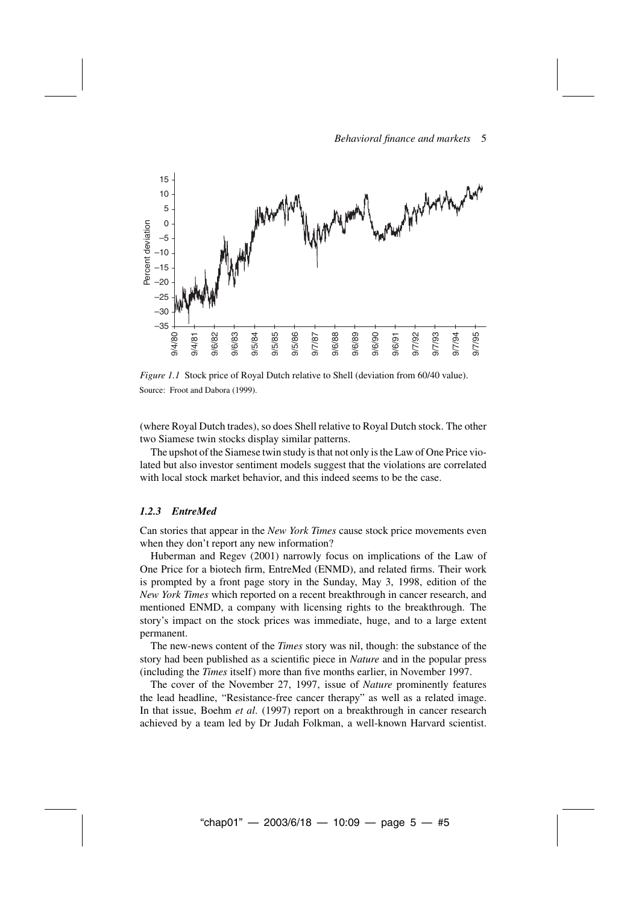*Figure 1.1* Stock price of Royal Dutch relative to Shell (deviation from 60/40 value).
Source: Froot and Dabora (1999).

(where Royal Dutch trades), so does Shell relative to Royal Dutch stock. The other two Siamese twin stocks display similar patterns.

The upshot of the Siamese twin study is that not only is the Law of One Price violated but also investor sentiment models suggest that the violations are correlated with local stock market behavior, and this indeed seems to be the case.

### *1.2.3 EntreMed*

Can stories that appear in the *New York Times* cause stock price movements even when they don't report any new information?

Huberman and Regev (2001) narrowly focus on implications of the Law of One Price for a biotech firm, EntreMed (ENMD), and related firms. Their work is prompted by a front page story in the Sunday, May 3, 1998, edition of the *New York Times* which reported on a recent breakthrough in cancer research, and mentioned ENMD, a company with licensing rights to the breakthrough. The story's impact on the stock prices was immediate, huge, and to a large extent permanent.

The new-news content of the *Times* story was nil, though: the substance of the story had been published as a scientific piece in *Nature* and in the popular press (including the *Times* itself) more than five months earlier, in November 1997.

The cover of the November 27, 1997, issue of *Nature* prominently features the lead headline, "Resistance-free cancer therapy" as well as a related image. In that issue, Boehm *et al*. (1997) report on a breakthrough in cancer research achieved by a team led by Dr Judah Folkman, a well-known Harvard scientist.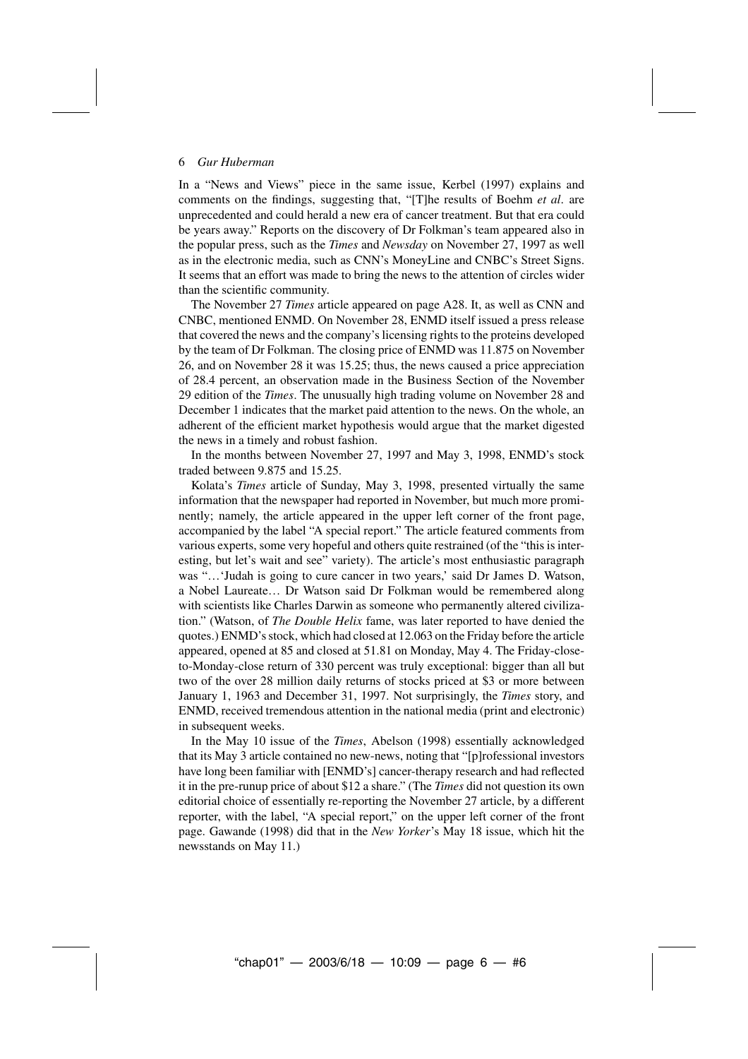In a "News and Views" piece in the same issue, Kerbel (1997) explains and comments on the findings, suggesting that, "[T]he results of Boehm *et al*. are unprecedented and could herald a new era of cancer treatment. But that era could be years away." Reports on the discovery of Dr Folkman's team appeared also in the popular press, such as the *Times* and *Newsday* on November 27, 1997 as well as in the electronic media, such as CNN's MoneyLine and CNBC's Street Signs. It seems that an effort was made to bring the news to the attention of circles wider than the scientific community.

The November 27 *Times* article appeared on page A28. It, as well as CNN and CNBC, mentioned ENMD. On November 28, ENMD itself issued a press release that covered the news and the company's licensing rights to the proteins developed by the team of Dr Folkman. The closing price of ENMD was 11.875 on November 26, and on November 28 it was 15.25; thus, the news caused a price appreciation of 28.4 percent, an observation made in the Business Section of the November 29 edition of the *Times*. The unusually high trading volume on November 28 and December 1 indicates that the market paid attention to the news. On the whole, an adherent of the efficient market hypothesis would argue that the market digested the news in a timely and robust fashion.

In the months between November 27, 1997 and May 3, 1998, ENMD's stock traded between 9.875 and 15.25.

Kolata's *Times* article of Sunday, May 3, 1998, presented virtually the same information that the newspaper had reported in November, but much more prominently; namely, the article appeared in the upper left corner of the front page, accompanied by the label "A special report." The article featured comments from various experts, some very hopeful and others quite restrained (of the "this is interesting, but let's wait and see" variety). The article's most enthusiastic paragraph was "…'Judah is going to cure cancer in two years,' said Dr James D. Watson, a Nobel Laureate… Dr Watson said Dr Folkman would be remembered along with scientists like Charles Darwin as someone who permanently altered civilization." (Watson, of *The Double Helix* fame, was later reported to have denied the quotes.) ENMD's stock, which had closed at 12.063 on the Friday before the article appeared, opened at 85 and closed at 51.81 on Monday, May 4. The Friday-close-to-Monday-close return of 330 percent was truly exceptional: bigger than all but two of the over 28 million daily returns of stocks priced at \$3 or more between January 1, 1963 and December 31, 1997. Not surprisingly, the *Times* story, and ENMD, received tremendous attention in the national media (print and electronic) in subsequent weeks.

In the May 10 issue of the *Times*, Abelson (1998) essentially acknowledged that its May 3 article contained no new-news, noting that "[p]rofessional investors have long been familiar with [ENMD's] cancer-therapy research and had reflected it in the pre-runup price of about \$12 a share." (The *Times* did not question its own editorial choice of essentially re-reporting the November 27 article, by a different reporter, with the label, "A special report," on the upper left corner of the front page. Gawande (1998) did that in the *New Yorker*'s May 18 issue, which hit the newsstands on May 11.)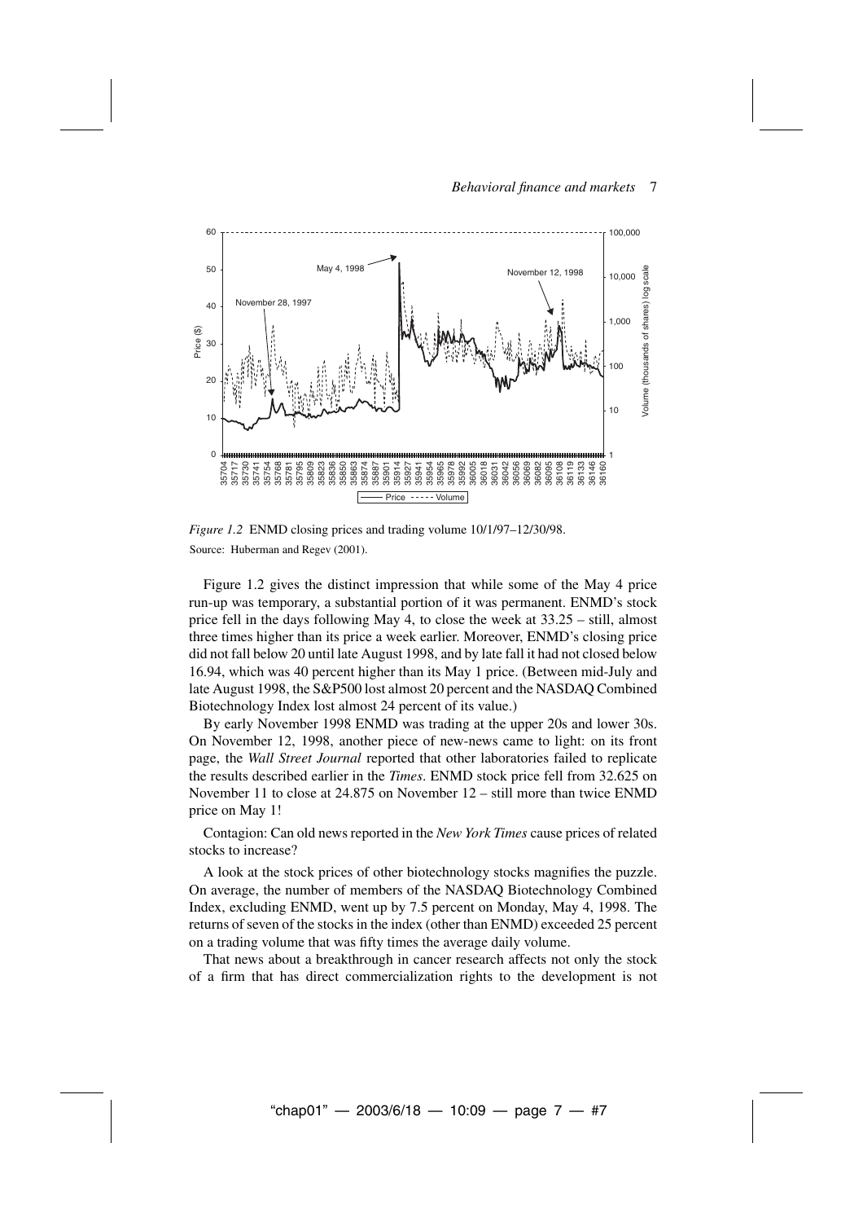*Figure 1.2* ENMD closing prices and trading volume 10/1/97–12/30/98.

Source: Huberman and Regev (2001).

Figure 1.2 gives the distinct impression that while some of the May 4 price run-up was temporary, a substantial portion of it was permanent. ENMD's stock price fell in the days following May 4, to close the week at 33.25 – still, almost three times higher than its price a week earlier. Moreover, ENMD's closing price did not fall below 20 until late August 1998, and by late fall it had not closed below 16.94, which was 40 percent higher than its May 1 price. (Between mid-July and late August 1998, the S&P500 lost almost 20 percent and the NASDAQ Combined Biotechnology Index lost almost 24 percent of its value.)

By early November 1998 ENMD was trading at the upper 20s and lower 30s. On November 12, 1998, another piece of new-news came to light: on its front page, the *Wall Street Journal* reported that other laboratories failed to replicate the results described earlier in the *Times*. ENMD stock price fell from 32.625 on November 11 to close at 24.875 on November 12 – still more than twice ENMD price on May 1!

Contagion: Can old news reported in the *New York Times* cause prices of related stocks to increase?

A look at the stock prices of other biotechnology stocks magnifies the puzzle. On average, the number of members of the NASDAQ Biotechnology Combined Index, excluding ENMD, went up by 7.5 percent on Monday, May 4, 1998. The returns of seven of the stocks in the index (other than ENMD) exceeded 25 percent on a trading volume that was fifty times the average daily volume.

That news about a breakthrough in cancer research affects not only the stock of a firm that has direct commercialization rights to the development is not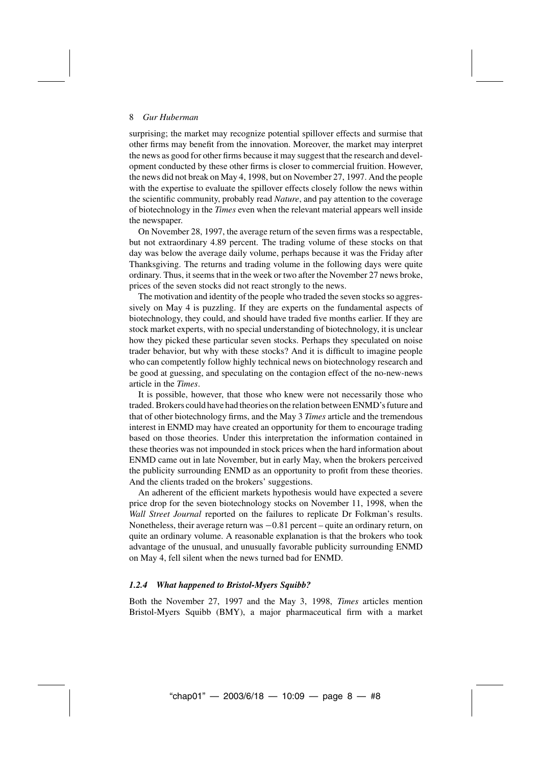surprising; the market may recognize potential spillover effects and surmise that other firms may benefit from the innovation. Moreover, the market may interpret the news as good for other firms because it may suggest that the research and development conducted by these other firms is closer to commercial fruition. However, the news did not break on May 4, 1998, but on November 27, 1997. And the people with the expertise to evaluate the spillover effects closely follow the news within the scientific community, probably read *Nature*, and pay attention to the coverage of biotechnology in the *Times* even when the relevant material appears well inside the newspaper.

On November 28, 1997, the average return of the seven firms was a respectable, but not extraordinary 4.89 percent. The trading volume of these stocks on that day was below the average daily volume, perhaps because it was the Friday after Thanksgiving. The returns and trading volume in the following days were quite ordinary. Thus, it seems that in the week or two after the November 27 news broke, prices of the seven stocks did not react strongly to the news.

The motivation and identity of the people who traded the seven stocks so aggressively on May 4 is puzzling. If they are experts on the fundamental aspects of biotechnology, they could, and should have traded five months earlier. If they are stock market experts, with no special understanding of biotechnology, it is unclear how they picked these particular seven stocks. Perhaps they speculated on noise trader behavior, but why with these stocks? And it is difficult to imagine people who can competently follow highly technical news on biotechnology research and be good at guessing, and speculating on the contagion effect of the no-new-news article in the *Times*.

It is possible, however, that those who knew were not necessarily those who traded. Brokers could have had theories on the relation between ENMD's future and that of other biotechnology firms, and the May 3 *Times* article and the tremendous interest in ENMD may have created an opportunity for them to encourage trading based on those theories. Under this interpretation the information contained in these theories was not impounded in stock prices when the hard information about ENMD came out in late November, but in early May, when the brokers perceived the publicity surrounding ENMD as an opportunity to profit from these theories. And the clients traded on the brokers' suggestions.

An adherent of the efficient markets hypothesis would have expected a severe price drop for the seven biotechnology stocks on November 11, 1998, when the *Wall Street Journal* reported on the failures to replicate Dr Folkman's results. Nonetheless, their average return was −0.81 percent – quite an ordinary return, on quite an ordinary volume. A reasonable explanation is that the brokers who took advantage of the unusual, and unusually favorable publicity surrounding ENMD on May 4, fell silent when the news turned bad for ENMD.

### *1.2.4 What happened to Bristol-Myers Squibb?*

Both the November 27, 1997 and the May 3, 1998, *Times* articles mention Bristol-Myers Squibb (BMY), a major pharmaceutical firm with a market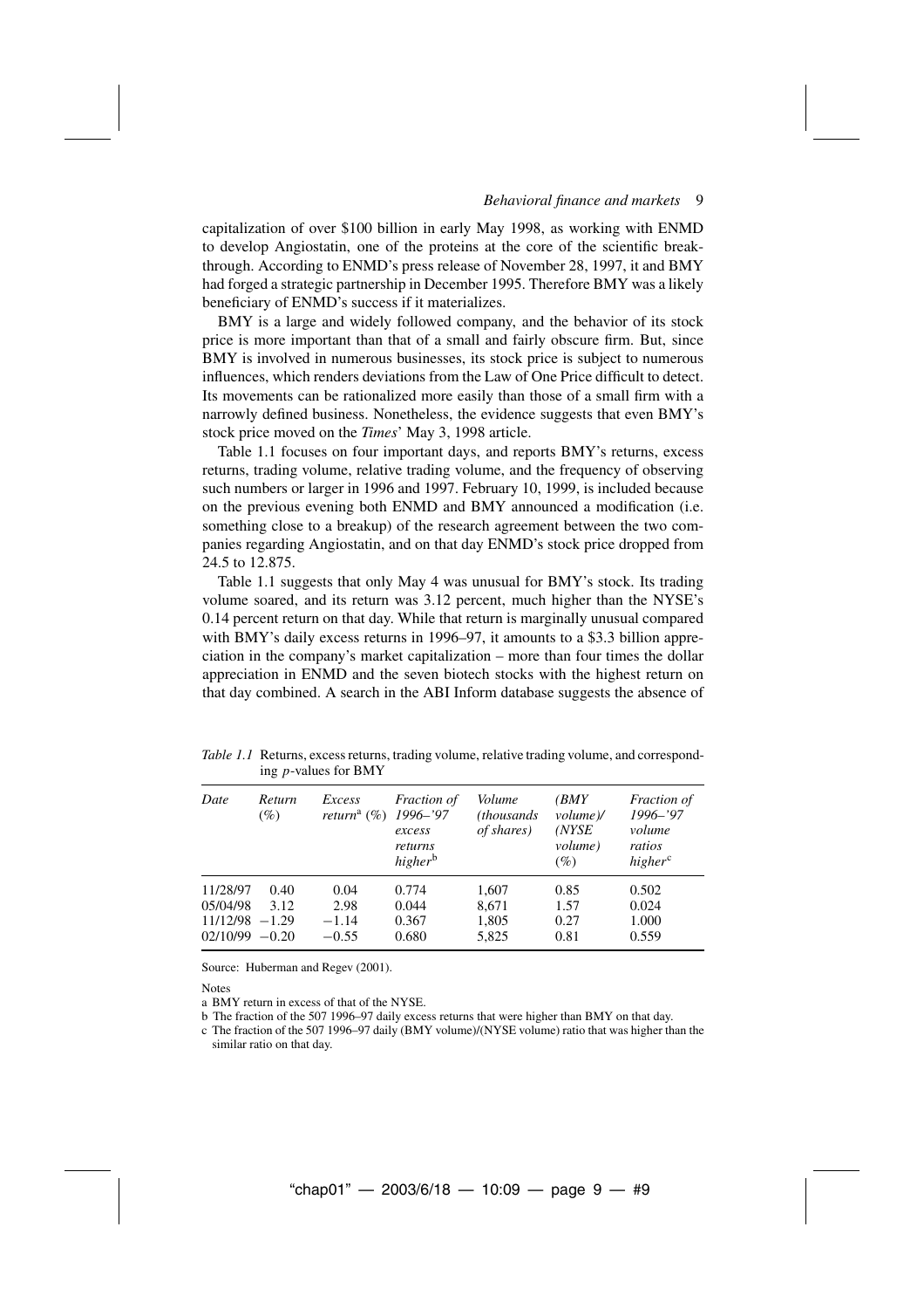capitalization of over $100 billion in early May 1998, as working with ENMD to develop Angiostatin, one of the proteins at the core of the scientific breakthrough. According to ENMD's press release of November 28, 1997, it and BMY had forged a strategic partnership in December 1995. Therefore BMY was a likely beneficiary of ENMD's success if it materializes.

BMY is a large and widely followed company, and the behavior of its stock price is more important than that of a small and fairly obscure firm. But, since BMY is involved in numerous businesses, its stock price is subject to numerous influences, which renders deviations from the Law of One Price difficult to detect. Its movements can be rationalized more easily than those of a small firm with a narrowly defined business. Nonetheless, the evidence suggests that even BMY's stock price moved on the *Times*' May 3, 1998 article.

Table 1.1 focuses on four important days, and reports BMY's returns, excess returns, trading volume, relative trading volume, and the frequency of observing such numbers or larger in 1996 and 1997. February 10, 1999, is included because on the previous evening both ENMD and BMY announced a modification (i.e. something close to a breakup) of the research agreement between the two companies regarding Angiostatin, and on that day ENMD's stock price dropped from 24.5 to 12.875.

Table 1.1 suggests that only May 4 was unusual for BMY's stock. Its trading volume soared, and its return was 3.12 percent, much higher than the NYSE's 0.14 percent return on that day. While that return is marginally unusual compared with BMY's daily excess returns in 1996–97, it amounts to a $3.3 billion appreciation in the company's market capitalization – more than four times the dollar appreciation in ENMD and the seven biotech stocks with the highest return on that day combined. A search in the ABI Inform database suggests the absence of

*Table 1.1* Returns, excess returns, trading volume, relative trading volume, and corresponding *p*-values for BMY

| *Date* | *Return (%)* | *Excess return*[a] *(%)* | *Fraction of 1996–'97 excess returns higher*[b] | *Volume (thousands of shares)* | *(BMY volume)/ (NYSE volume) (%)* | *Fraction of 1996–'97 volume ratios higher*[c] |
|---|---|---|---|---|---|---|
| 11/28/97 | 0.40 | 0.04 | 0.774 | 1,607 | 0.85 | 0.502 |
| 05/04/98 | 3.12 | 2.98 | 0.044 | 8,671 | 1.57 | 0.024 |
| 11/12/98 | −1.29 | −1.14 | 0.367 | 1,805 | 0.27 | 1.000 |
| 02/10/99 | −0.20 | −0.55 | 0.680 | 5,825 | 0.81 | 0.559 |

Source: Huberman and Regev (2001).

Notes

a BMY return in excess of that of the NYSE.

b The fraction of the 507 1996–97 daily excess returns that were higher than BMY on that day.

c The fraction of the 507 1996–97 daily (BMY volume)/(NYSE volume) ratio that was higher than the similar ratio on that day.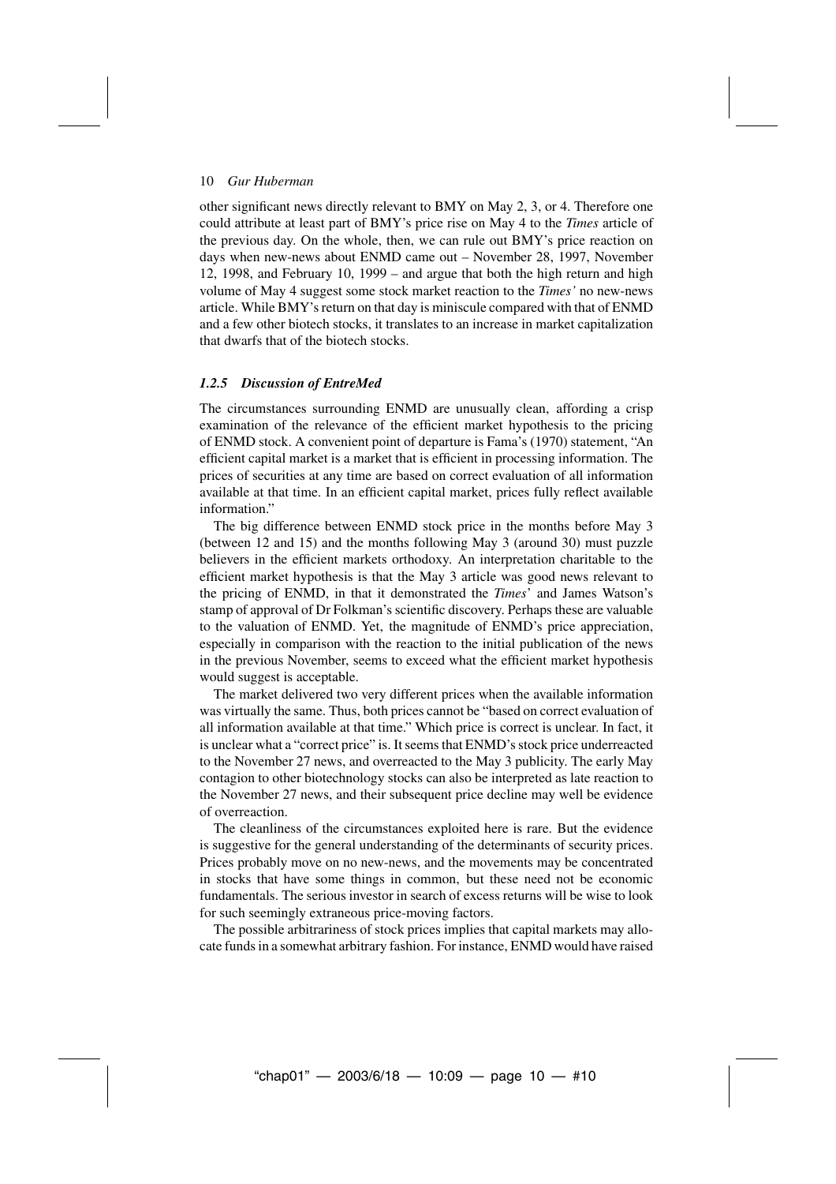other significant news directly relevant to BMY on May 2, 3, or 4. Therefore one could attribute at least part of BMY's price rise on May 4 to the *Times* article of the previous day. On the whole, then, we can rule out BMY's price reaction on days when new-news about ENMD came out – November 28, 1997, November 12, 1998, and February 10, 1999 – and argue that both the high return and high volume of May 4 suggest some stock market reaction to the *Times'* no new-news article. While BMY's return on that day is miniscule compared with that of ENMD and a few other biotech stocks, it translates to an increase in market capitalization that dwarfs that of the biotech stocks.

### *1.2.5 Discussion of EntreMed*

The circumstances surrounding ENMD are unusually clean, affording a crisp examination of the relevance of the efficient market hypothesis to the pricing of ENMD stock. A convenient point of departure is Fama's (1970) statement, "An efficient capital market is a market that is efficient in processing information. The prices of securities at any time are based on correct evaluation of all information available at that time. In an efficient capital market, prices fully reflect available information."

The big difference between ENMD stock price in the months before May 3 (between 12 and 15) and the months following May 3 (around 30) must puzzle believers in the efficient markets orthodoxy. An interpretation charitable to the efficient market hypothesis is that the May 3 article was good news relevant to the pricing of ENMD, in that it demonstrated the *Times*' and James Watson's stamp of approval of Dr Folkman's scientific discovery. Perhaps these are valuable to the valuation of ENMD. Yet, the magnitude of ENMD's price appreciation, especially in comparison with the reaction to the initial publication of the news in the previous November, seems to exceed what the efficient market hypothesis would suggest is acceptable.

The market delivered two very different prices when the available information was virtually the same. Thus, both prices cannot be "based on correct evaluation of all information available at that time." Which price is correct is unclear. In fact, it is unclear what a "correct price" is. It seems that ENMD's stock price underreacted to the November 27 news, and overreacted to the May 3 publicity. The early May contagion to other biotechnology stocks can also be interpreted as late reaction to the November 27 news, and their subsequent price decline may well be evidence of overreaction.

The cleanliness of the circumstances exploited here is rare. But the evidence is suggestive for the general understanding of the determinants of security prices. Prices probably move on no new-news, and the movements may be concentrated in stocks that have some things in common, but these need not be economic fundamentals. The serious investor in search of excess returns will be wise to look for such seemingly extraneous price-moving factors.

The possible arbitrariness of stock prices implies that capital markets may allocate funds in a somewhat arbitrary fashion. For instance, ENMD would have raised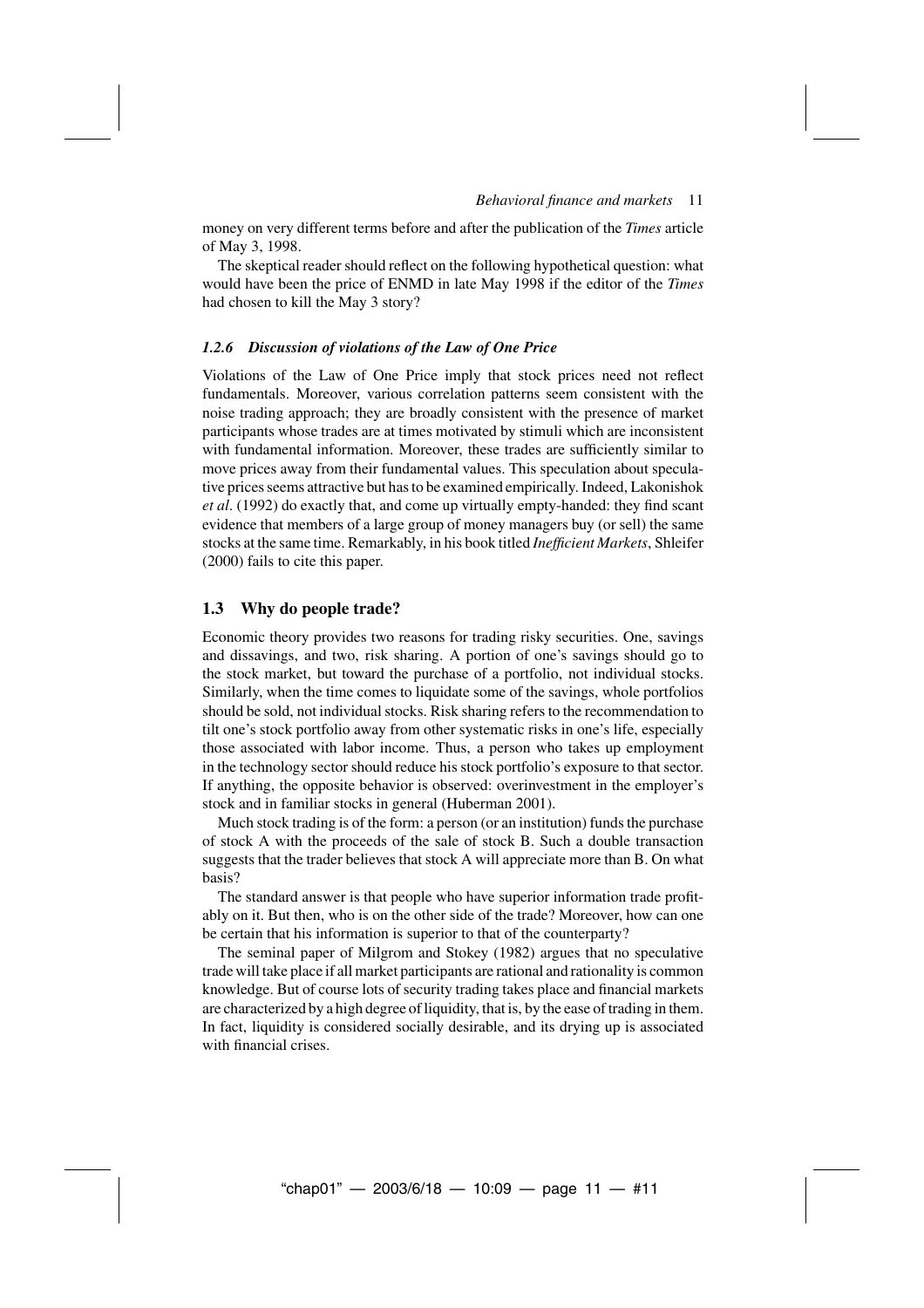money on very different terms before and after the publication of the *Times* article of May 3, 1998.

The skeptical reader should reflect on the following hypothetical question: what would have been the price of ENMD in late May 1998 if the editor of the *Times* had chosen to kill the May 3 story?

### *1.2.6 Discussion of violations of the Law of One Price*

Violations of the Law of One Price imply that stock prices need not reflect fundamentals. Moreover, various correlation patterns seem consistent with the noise trading approach; they are broadly consistent with the presence of market participants whose trades are at times motivated by stimuli which are inconsistent with fundamental information. Moreover, these trades are sufficiently similar to move prices away from their fundamental values. This speculation about speculative prices seems attractive but has to be examined empirically. Indeed, Lakonishok *et al*. (1992) do exactly that, and come up virtually empty-handed: they find scant evidence that members of a large group of money managers buy (or sell) the same stocks at the same time. Remarkably, in his book titled *Inefficient Markets*, Shleifer (2000) fails to cite this paper.

## 1.3 Why do people trade?

Economic theory provides two reasons for trading risky securities. One, savings and dissavings, and two, risk sharing. A portion of one's savings should go to the stock market, but toward the purchase of a portfolio, not individual stocks. Similarly, when the time comes to liquidate some of the savings, whole portfolios should be sold, not individual stocks. Risk sharing refers to the recommendation to tilt one's stock portfolio away from other systematic risks in one's life, especially those associated with labor income. Thus, a person who takes up employment in the technology sector should reduce his stock portfolio's exposure to that sector. If anything, the opposite behavior is observed: overinvestment in the employer's stock and in familiar stocks in general (Huberman 2001).

Much stock trading is of the form: a person (or an institution) funds the purchase of stock A with the proceeds of the sale of stock B. Such a double transaction suggests that the trader believes that stock A will appreciate more than B. On what basis?

The standard answer is that people who have superior information trade profitably on it. But then, who is on the other side of the trade? Moreover, how can one be certain that his information is superior to that of the counterparty?

The seminal paper of Milgrom and Stokey (1982) argues that no speculative trade will take place if all market participants are rational and rationality is common knowledge. But of course lots of security trading takes place and financial markets are characterized by a high degree of liquidity, that is, by the ease of trading in them. In fact, liquidity is considered socially desirable, and its drying up is associated with financial crises.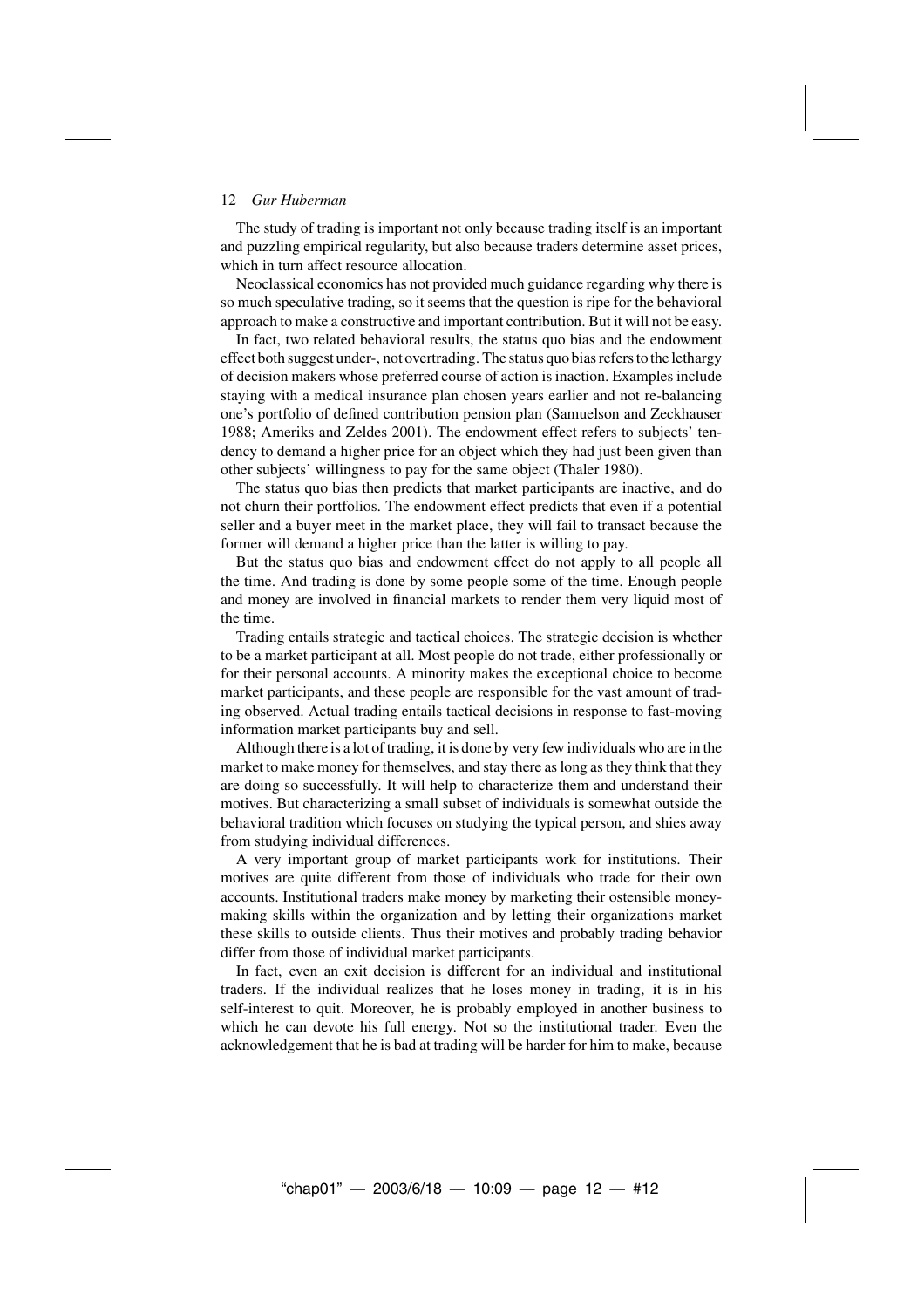The study of trading is important not only because trading itself is an important and puzzling empirical regularity, but also because traders determine asset prices, which in turn affect resource allocation.

Neoclassical economics has not provided much guidance regarding why there is so much speculative trading, so it seems that the question is ripe for the behavioral approach to make a constructive and important contribution. But it will not be easy.

In fact, two related behavioral results, the status quo bias and the endowment effect both suggest under-, not overtrading. The status quo bias refers to the lethargy of decision makers whose preferred course of action is inaction. Examples include staying with a medical insurance plan chosen years earlier and not re-balancing one's portfolio of defined contribution pension plan (Samuelson and Zeckhauser 1988; Ameriks and Zeldes 2001). The endowment effect refers to subjects' tendency to demand a higher price for an object which they had just been given than other subjects' willingness to pay for the same object (Thaler 1980).

The status quo bias then predicts that market participants are inactive, and do not churn their portfolios. The endowment effect predicts that even if a potential seller and a buyer meet in the market place, they will fail to transact because the former will demand a higher price than the latter is willing to pay.

But the status quo bias and endowment effect do not apply to all people all the time. And trading is done by some people some of the time. Enough people and money are involved in financial markets to render them very liquid most of the time.

Trading entails strategic and tactical choices. The strategic decision is whether to be a market participant at all. Most people do not trade, either professionally or for their personal accounts. A minority makes the exceptional choice to become market participants, and these people are responsible for the vast amount of trading observed. Actual trading entails tactical decisions in response to fast-moving information market participants buy and sell.

Although there is a lot of trading, it is done by very few individuals who are in the market to make money for themselves, and stay there as long as they think that they are doing so successfully. It will help to characterize them and understand their motives. But characterizing a small subset of individuals is somewhat outside the behavioral tradition which focuses on studying the typical person, and shies away from studying individual differences.

A very important group of market participants work for institutions. Their motives are quite different from those of individuals who trade for their own accounts. Institutional traders make money by marketing their ostensible money-making skills within the organization and by letting their organizations market these skills to outside clients. Thus their motives and probably trading behavior differ from those of individual market participants.

In fact, even an exit decision is different for an individual and institutional traders. If the individual realizes that he loses money in trading, it is in his self-interest to quit. Moreover, he is probably employed in another business to which he can devote his full energy. Not so the institutional trader. Even the acknowledgement that he is bad at trading will be harder for him to make, because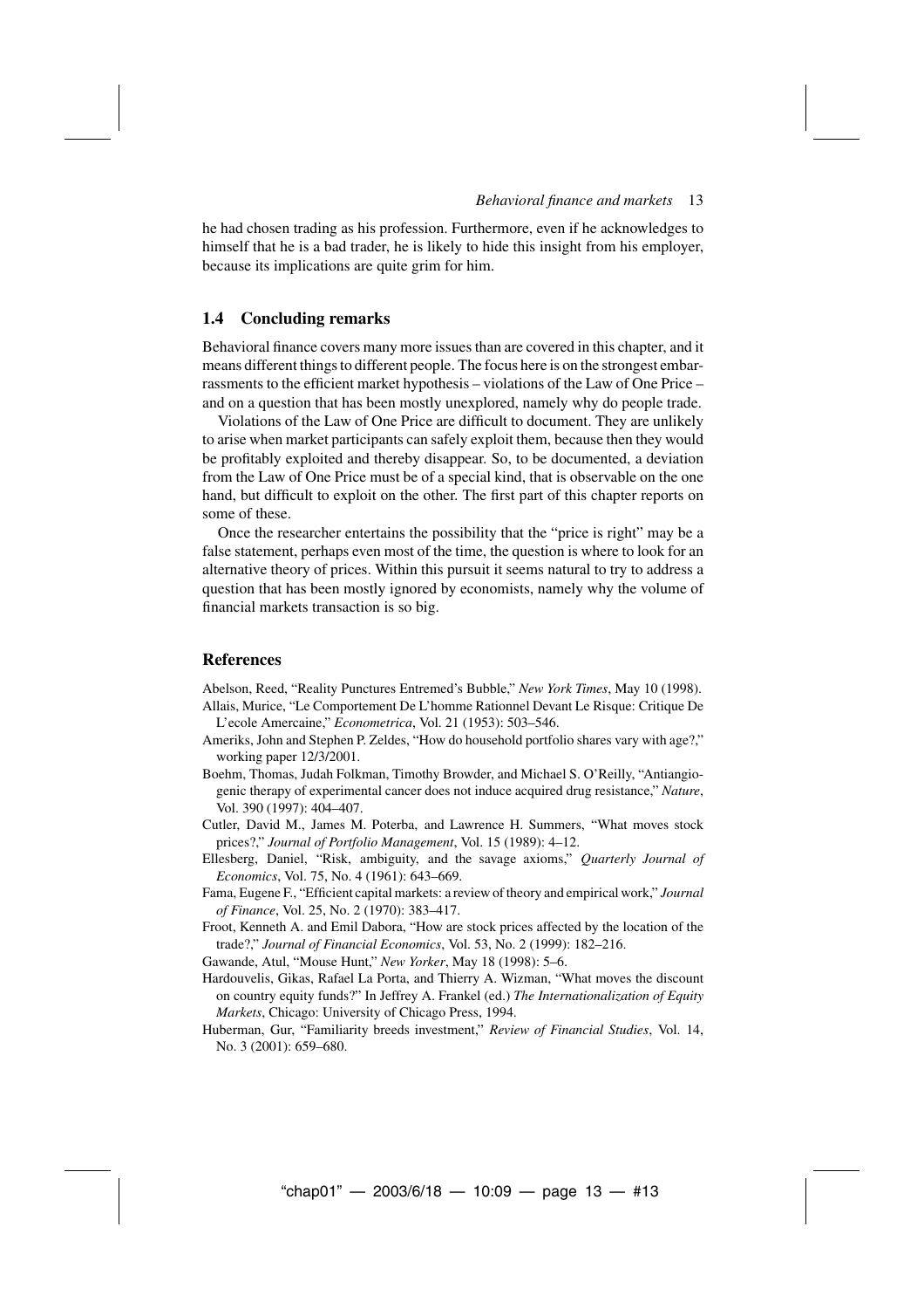he had chosen trading as his profession. Furthermore, even if he acknowledges to himself that he is a bad trader, he is likely to hide this insight from his employer, because its implications are quite grim for him.

## 1.4 Concluding remarks

Behavioral finance covers many more issues than are covered in this chapter, and it means different things to different people. The focus here is on the strongest embarrassments to the efficient market hypothesis – violations of the Law of One Price – and on a question that has been mostly unexplored, namely why do people trade.

Violations of the Law of One Price are difficult to document. They are unlikely to arise when market participants can safely exploit them, because then they would be profitably exploited and thereby disappear. So, to be documented, a deviation from the Law of One Price must be of a special kind, that is observable on the one hand, but difficult to exploit on the other. The first part of this chapter reports on some of these.

Once the researcher entertains the possibility that the "price is right" may be a false statement, perhaps even most of the time, the question is where to look for an alternative theory of prices. Within this pursuit it seems natural to try to address a question that has been mostly ignored by economists, namely why the volume of financial markets transaction is so big.

## References

Abelson, Reed, "Reality Punctures Entremed's Bubble," *New York Times*, May 10 (1998).

Allais, Murice, "Le Comportement De L'homme Rationnel Devant Le Risque: Critique De L'ecole Amercaine," *Econometrica*, Vol. 21 (1953): 503–546.

Ameriks, John and Stephen P. Zeldes, "How do household portfolio shares vary with age?," working paper 12/3/2001.

Boehm, Thomas, Judah Folkman, Timothy Browder, and Michael S. O'Reilly, "Antiangiogenic therapy of experimental cancer does not induce acquired drug resistance," *Nature*, Vol. 390 (1997): 404–407.

Cutler, David M., James M. Poterba, and Lawrence H. Summers, "What moves stock prices?," *Journal of Portfolio Management*, Vol. 15 (1989): 4–12.

Ellesberg, Daniel, "Risk, ambiguity, and the savage axioms," *Quarterly Journal of Economics*, Vol. 75, No. 4 (1961): 643–669.

Fama, Eugene F., "Efficient capital markets: a review of theory and empirical work," *Journal of Finance*, Vol. 25, No. 2 (1970): 383–417.

Froot, Kenneth A. and Emil Dabora, "How are stock prices affected by the location of the trade?," *Journal of Financial Economics*, Vol. 53, No. 2 (1999): 182–216.

Gawande, Atul, "Mouse Hunt," *New Yorker*, May 18 (1998): 5–6.

Hardouvelis, Gikas, Rafael La Porta, and Thierry A. Wizman, "What moves the discount on country equity funds?" In Jeffrey A. Frankel (ed.) *The Internationalization of Equity Markets*, Chicago: University of Chicago Press, 1994.

Huberman, Gur, "Familiarity breeds investment," *Review of Financial Studies*, Vol. 14, No. 3 (2001): 659–680.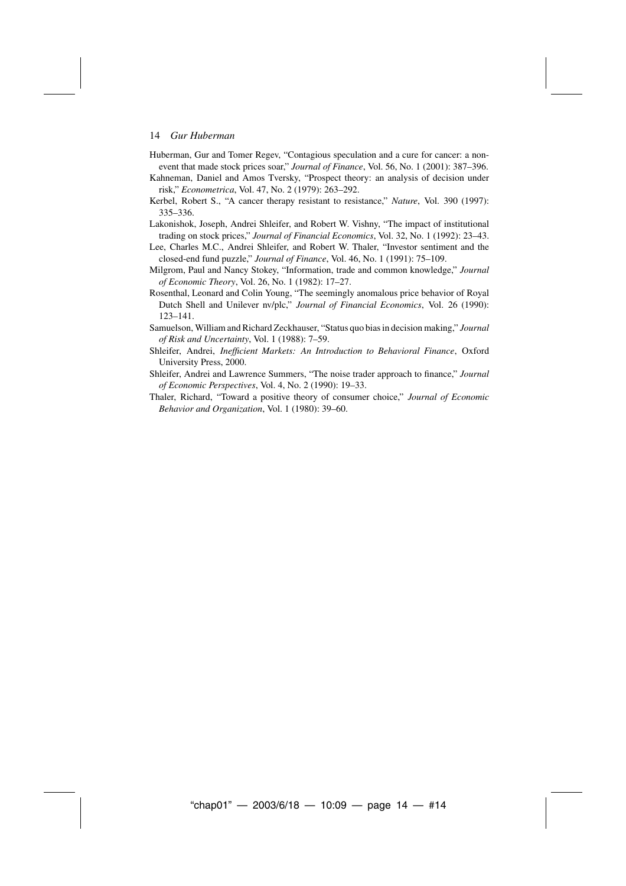Huberman, Gur and Tomer Regev, "Contagious speculation and a cure for cancer: a nonevent that made stock prices soar," *Journal of Finance*, Vol. 56, No. 1 (2001): 387–396.

Kahneman, Daniel and Amos Tversky, "Prospect theory: an analysis of decision under risk," *Econometrica*, Vol. 47, No. 2 (1979): 263–292.

Kerbel, Robert S., "A cancer therapy resistant to resistance," *Nature*, Vol. 390 (1997): 335–336.

Lakonishok, Joseph, Andrei Shleifer, and Robert W. Vishny, "The impact of institutional trading on stock prices," *Journal of Financial Economics*, Vol. 32, No. 1 (1992): 23–43.

Lee, Charles M.C., Andrei Shleifer, and Robert W. Thaler, "Investor sentiment and the closed-end fund puzzle," *Journal of Finance*, Vol. 46, No. 1 (1991): 75–109.

Milgrom, Paul and Nancy Stokey, "Information, trade and common knowledge," *Journal of Economic Theory*, Vol. 26, No. 1 (1982): 17–27.

Rosenthal, Leonard and Colin Young, "The seemingly anomalous price behavior of Royal Dutch Shell and Unilever nv/plc," *Journal of Financial Economics*, Vol. 26 (1990): 123–141.

Samuelson, William and Richard Zeckhauser, "Status quo bias in decision making," *Journal of Risk and Uncertainty*, Vol. 1 (1988): 7–59.

Shleifer, Andrei, *Inefficient Markets: An Introduction to Behavioral Finance*, Oxford University Press, 2000.

Shleifer, Andrei and Lawrence Summers, "The noise trader approach to finance," *Journal of Economic Perspectives*, Vol. 4, No. 2 (1990): 19–33.

Thaler, Richard, "Toward a positive theory of consumer choice," *Journal of Economic Behavior and Organization*, Vol. 1 (1980): 39–60.